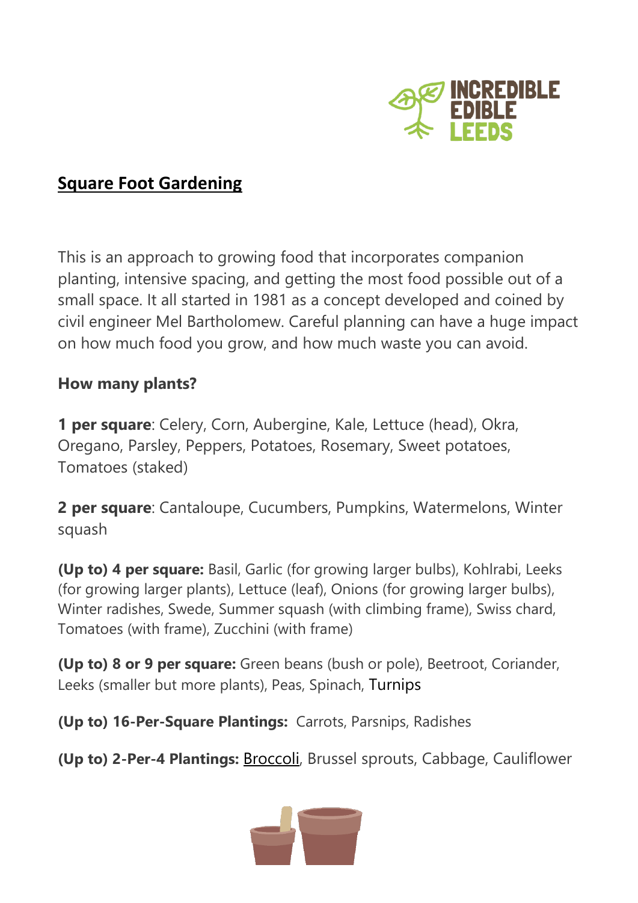# Square Foot Gardening

This is an approach to growing food that incorporates companion planting, intensive spacing, and getting the most food possible out of a small space. It all started in 1981 as a concept developed and coined by civil engineer Mel Bartholomew. Careful planning can have a huge impact on how much food you grow, and how much waste you can avoid.

## How many plants?

**1 per square**: Celery, Corn, Aubergine, Kale, Lettuce (head), Okra, Oregano, Parsley, Peppers, Potatoes, Rosemary, Sweet potatoes, Tomatoes (staked)

**2 per square**: Cantaloupe, Cucumbers, Pumpkins, Watermelons, Winter squash

**(Up to) 4 per square:** Basil, Garlic (for growing larger bulbs), Kohlrabi, Leeks (for growing larger plants), Lettuce (leaf), Onions (for growing larger bulbs), Winter radishes, Swede, Summer squash (with climbing frame), Swiss chard, Tomatoes (with frame), Zucchini (with frame)

**(Up to) 8 or 9 per square:** Green beans (bush or pole), Beetroot, Coriander, Leeks (smaller but more plants), Peas, Spinach, Turnips

**(Up to) 16-Per-Square Plantings:** Carrots, Parsnips, Radishes

**(Up to) 2-Per-4 Plantings:** Broccoli, Brussel sprouts, Cabbage, Cauliflower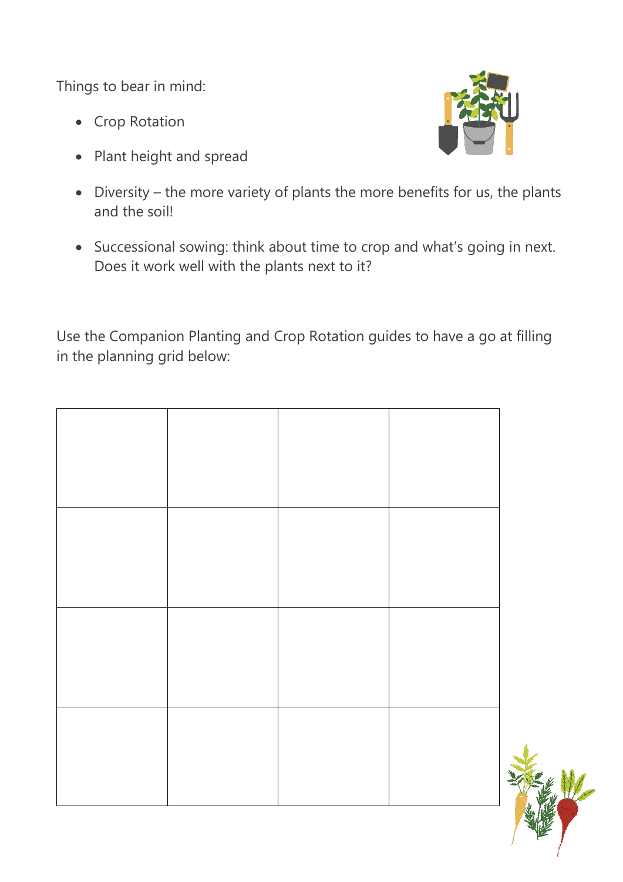Things to bear in mind:

- Crop Rotation
- Plant height and spread
- Diversity – the more variety of plants the more benefits for us, the plants and the soil!
- Successional sowing: think about time to crop and what's going in next. Does it work well with the plants next to it?

Use the Companion Planting and Crop Rotation guides to have a go at filling in the planning grid below:

| | | | |
|---|---|---|---|
| | | | |
| | | | |
| | | | |
| | | | |